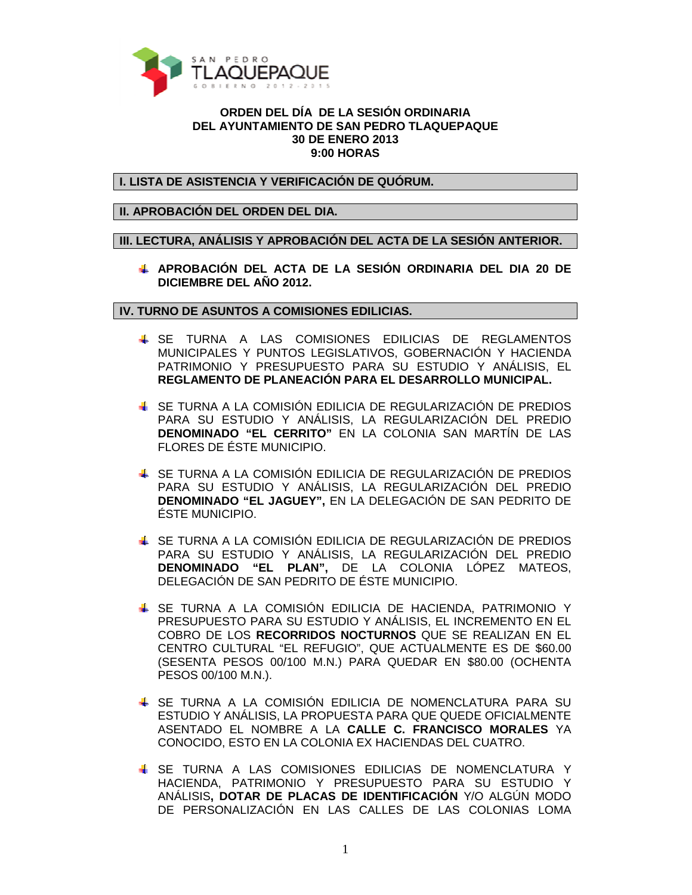**ORDEN DEL DÍA DE LA SESIÓN ORDINARIA**
**DEL AYUNTAMIENTO DE SAN PEDRO TLAQUEPAQUE**
**30 DE ENERO 2013**
**9:00 HORAS**

## I. LISTA DE ASISTENCIA Y VERIFICACIÓN DE QUÓRUM.

## II. APROBACIÓN DEL ORDEN DEL DIA.

## III. LECTURA, ANÁLISIS Y APROBACIÓN DEL ACTA DE LA SESIÓN ANTERIOR.

- **APROBACIÓN DEL ACTA DE LA SESIÓN ORDINARIA DEL DIA 20 DE DICIEMBRE DEL AÑO 2012.**

## IV. TURNO DE ASUNTOS A COMISIONES EDILICIAS.

- SE TURNA A LAS COMISIONES EDILICIAS DE REGLAMENTOS MUNICIPALES Y PUNTOS LEGISLATIVOS, GOBERNACIÓN Y HACIENDA PATRIMONIO Y PRESUPUESTO PARA SU ESTUDIO Y ANÁLISIS, EL **REGLAMENTO DE PLANEACIÓN PARA EL DESARROLLO MUNICIPAL.**

- SE TURNA A LA COMISIÓN EDILICIA DE REGULARIZACIÓN DE PREDIOS PARA SU ESTUDIO Y ANÁLISIS, LA REGULARIZACIÓN DEL PREDIO **DENOMINADO "EL CERRITO"** EN LA COLONIA SAN MARTÍN DE LAS FLORES DE ÉSTE MUNICIPIO.

- SE TURNA A LA COMISIÓN EDILICIA DE REGULARIZACIÓN DE PREDIOS PARA SU ESTUDIO Y ANÁLISIS, LA REGULARIZACIÓN DEL PREDIO **DENOMINADO "EL JAGUEY",** EN LA DELEGACIÓN DE SAN PEDRITO DE ÉSTE MUNICIPIO.

- SE TURNA A LA COMISIÓN EDILICIA DE REGULARIZACIÓN DE PREDIOS PARA SU ESTUDIO Y ANÁLISIS, LA REGULARIZACIÓN DEL PREDIO **DENOMINADO "EL PLAN",** DE LA COLONIA LÓPEZ MATEOS, DELEGACIÓN DE SAN PEDRITO DE ÉSTE MUNICIPIO.

- SE TURNA A LA COMISIÓN EDILICIA DE HACIENDA, PATRIMONIO Y PRESUPUESTO PARA SU ESTUDIO Y ANÁLISIS, EL INCREMENTO EN EL COBRO DE LOS **RECORRIDOS NOCTURNOS** QUE SE REALIZAN EN EL CENTRO CULTURAL "EL REFUGIO", QUE ACTUALMENTE ES DE $60.00 (SESENTA PESOS 00/100 M.N.) PARA QUEDAR EN $80.00 (OCHENTA PESOS 00/100 M.N.).

- SE TURNA A LA COMISIÓN EDILICIA DE NOMENCLATURA PARA SU ESTUDIO Y ANÁLISIS, LA PROPUESTA PARA QUE QUEDE OFICIALMENTE ASENTADO EL NOMBRE A LA **CALLE C. FRANCISCO MORALES** YA CONOCIDO, ESTO EN LA COLONIA EX HACIENDAS DEL CUATRO.

- SE TURNA A LAS COMISIONES EDILICIAS DE NOMENCLATURA Y HACIENDA, PATRIMONIO Y PRESUPUESTO PARA SU ESTUDIO Y ANÁLISIS**, DOTAR DE PLACAS DE IDENTIFICACIÓN** Y/O ALGÚN MODO DE PERSONALIZACIÓN EN LAS CALLES DE LAS COLONIAS LOMA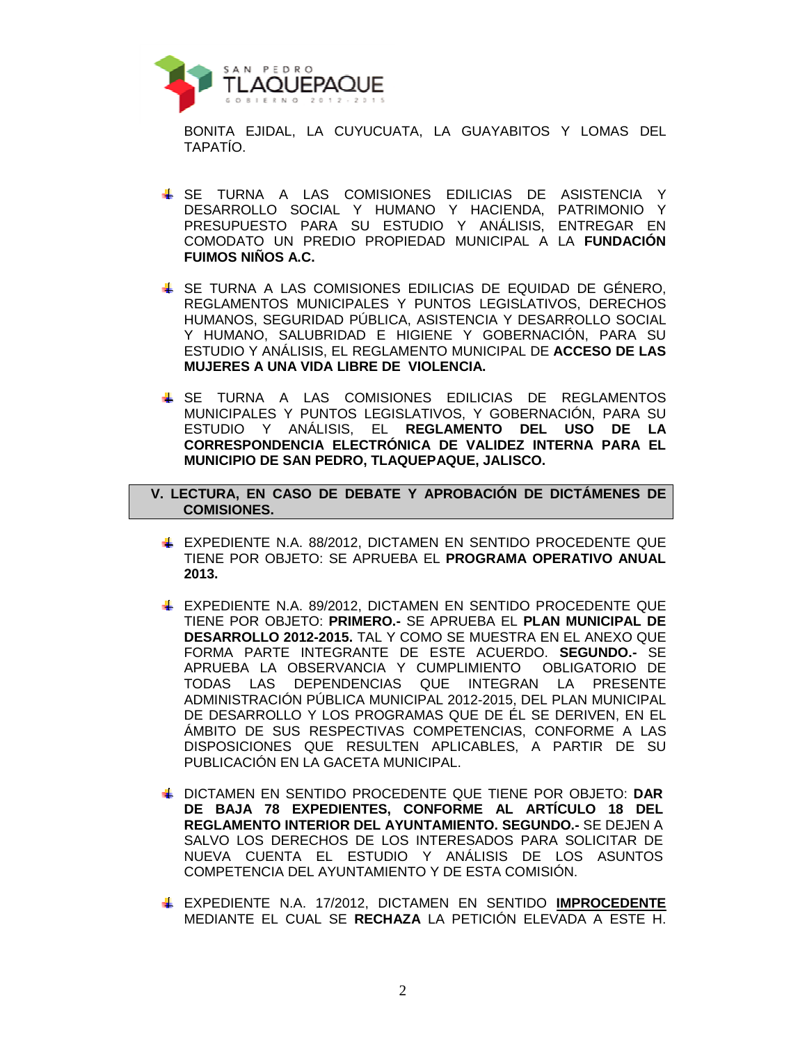BONITA EJIDAL, LA CUYUCUATA, LA GUAYABITOS Y LOMAS DEL TAPATÍO.

- SE TURNA A LAS COMISIONES EDILICIAS DE ASISTENCIA Y DESARROLLO SOCIAL Y HUMANO Y HACIENDA, PATRIMONIO Y PRESUPUESTO PARA SU ESTUDIO Y ANÁLISIS, ENTREGAR EN COMODATO UN PREDIO PROPIEDAD MUNICIPAL A LA **FUNDACIÓN FUIMOS NIÑOS A.C.**

- SE TURNA A LAS COMISIONES EDILICIAS DE EQUIDAD DE GÉNERO, REGLAMENTOS MUNICIPALES Y PUNTOS LEGISLATIVOS, DERECHOS HUMANOS, SEGURIDAD PÚBLICA, ASISTENCIA Y DESARROLLO SOCIAL Y HUMANO, SALUBRIDAD E HIGIENE Y GOBERNACIÓN, PARA SU ESTUDIO Y ANÁLISIS, EL REGLAMENTO MUNICIPAL DE **ACCESO DE LAS MUJERES A UNA VIDA LIBRE DE VIOLENCIA.**

- SE TURNA A LAS COMISIONES EDILICIAS DE REGLAMENTOS MUNICIPALES Y PUNTOS LEGISLATIVOS, Y GOBERNACIÓN, PARA SU ESTUDIO Y ANÁLISIS, EL **REGLAMENTO DEL USO DE LA CORRESPONDENCIA ELECTRÓNICA DE VALIDEZ INTERNA PARA EL MUNICIPIO DE SAN PEDRO, TLAQUEPAQUE, JALISCO.**

## V. LECTURA, EN CASO DE DEBATE Y APROBACIÓN DE DICTÁMENES DE COMISIONES.

- EXPEDIENTE N.A. 88/2012, DICTAMEN EN SENTIDO PROCEDENTE QUE TIENE POR OBJETO: SE APRUEBA EL **PROGRAMA OPERATIVO ANUAL 2013.**

- EXPEDIENTE N.A. 89/2012, DICTAMEN EN SENTIDO PROCEDENTE QUE TIENE POR OBJETO: **PRIMERO.-** SE APRUEBA EL **PLAN MUNICIPAL DE DESARROLLO 2012-2015.** TAL Y COMO SE MUESTRA EN EL ANEXO QUE FORMA PARTE INTEGRANTE DE ESTE ACUERDO. **SEGUNDO.-** SE APRUEBA LA OBSERVANCIA Y CUMPLIMIENTO OBLIGATORIO DE TODAS LAS DEPENDENCIAS QUE INTEGRAN LA PRESENTE ADMINISTRACIÓN PÚBLICA MUNICIPAL 2012-2015, DEL PLAN MUNICIPAL DE DESARROLLO Y LOS PROGRAMAS QUE DE ÉL SE DERIVEN, EN EL ÁMBITO DE SUS RESPECTIVAS COMPETENCIAS, CONFORME A LAS DISPOSICIONES QUE RESULTEN APLICABLES, A PARTIR DE SU PUBLICACIÓN EN LA GACETA MUNICIPAL.

- DICTAMEN EN SENTIDO PROCEDENTE QUE TIENE POR OBJETO: **DAR DE BAJA 78 EXPEDIENTES, CONFORME AL ARTÍCULO 18 DEL REGLAMENTO INTERIOR DEL AYUNTAMIENTO. SEGUNDO.-** SE DEJEN A SALVO LOS DERECHOS DE LOS INTERESADOS PARA SOLICITAR DE NUEVA CUENTA EL ESTUDIO Y ANÁLISIS DE LOS ASUNTOS COMPETENCIA DEL AYUNTAMIENTO Y DE ESTA COMISIÓN.

- EXPEDIENTE N.A. 17/2012, DICTAMEN EN SENTIDO **IMPROCEDENTE** MEDIANTE EL CUAL SE **RECHAZA** LA PETICIÓN ELEVADA A ESTE H.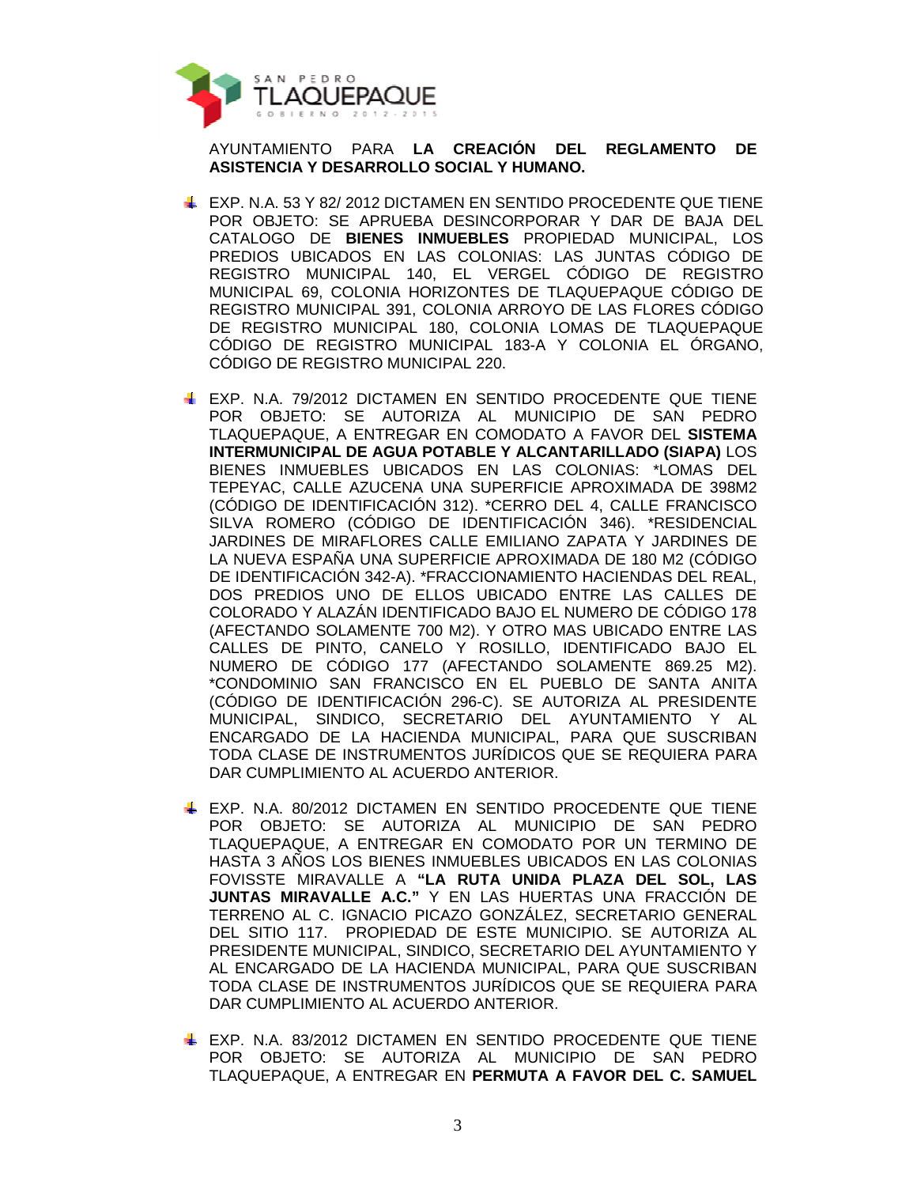AYUNTAMIENTO PARA **LA CREACIÓN DEL REGLAMENTO DE ASISTENCIA Y DESARROLLO SOCIAL Y HUMANO.**

- EXP. N.A. 53 Y 82/ 2012 DICTAMEN EN SENTIDO PROCEDENTE QUE TIENE POR OBJETO: SE APRUEBA DESINCORPORAR Y DAR DE BAJA DEL CATALOGO DE **BIENES INMUEBLES** PROPIEDAD MUNICIPAL, LOS PREDIOS UBICADOS EN LAS COLONIAS: LAS JUNTAS CÓDIGO DE REGISTRO MUNICIPAL 140, EL VERGEL CÓDIGO DE REGISTRO MUNICIPAL 69, COLONIA HORIZONTES DE TLAQUEPAQUE CÓDIGO DE REGISTRO MUNICIPAL 391, COLONIA ARROYO DE LAS FLORES CÓDIGO DE REGISTRO MUNICIPAL 180, COLONIA LOMAS DE TLAQUEPAQUE CÓDIGO DE REGISTRO MUNICIPAL 183-A Y COLONIA EL ÓRGANO, CÓDIGO DE REGISTRO MUNICIPAL 220.

- EXP. N.A. 79/2012 DICTAMEN EN SENTIDO PROCEDENTE QUE TIENE POR OBJETO: SE AUTORIZA AL MUNICIPIO DE SAN PEDRO TLAQUEPAQUE, A ENTREGAR EN COMODATO A FAVOR DEL **SISTEMA INTERMUNICIPAL DE AGUA POTABLE Y ALCANTARILLADO (SIAPA)** LOS BIENES INMUEBLES UBICADOS EN LAS COLONIAS: *LOMAS DEL TEPEYAC, CALLE AZUCENA UNA SUPERFICIE APROXIMADA DE 398M2 (CÓDIGO DE IDENTIFICACIÓN 312). *CERRO DEL 4, CALLE FRANCISCO SILVA ROMERO (CÓDIGO DE IDENTIFICACIÓN 346). *RESIDENCIAL JARDINES DE MIRAFLORES CALLE EMILIANO ZAPATA Y JARDINES DE LA NUEVA ESPAÑA UNA SUPERFICIE APROXIMADA DE 180 M2 (CÓDIGO DE IDENTIFICACIÓN 342-A). *FRACCIONAMIENTO HACIENDAS DEL REAL, DOS PREDIOS UNO DE ELLOS UBICADO ENTRE LAS CALLES DE COLORADO Y ALAZÁN IDENTIFICADO BAJO EL NUMERO DE CÓDIGO 178 (AFECTANDO SOLAMENTE 700 M2). Y OTRO MAS UBICADO ENTRE LAS CALLES DE PINTO, CANELO Y ROSILLO, IDENTIFICADO BAJO EL NUMERO DE CÓDIGO 177 (AFECTANDO SOLAMENTE 869.25 M2). *CONDOMINIO SAN FRANCISCO EN EL PUEBLO DE SANTA ANITA (CÓDIGO DE IDENTIFICACIÓN 296-C). SE AUTORIZA AL PRESIDENTE MUNICIPAL, SINDICO, SECRETARIO DEL AYUNTAMIENTO Y AL ENCARGADO DE LA HACIENDA MUNICIPAL, PARA QUE SUSCRIBAN TODA CLASE DE INSTRUMENTOS JURÍDICOS QUE SE REQUIERA PARA DAR CUMPLIMIENTO AL ACUERDO ANTERIOR.

- EXP. N.A. 80/2012 DICTAMEN EN SENTIDO PROCEDENTE QUE TIENE POR OBJETO: SE AUTORIZA AL MUNICIPIO DE SAN PEDRO TLAQUEPAQUE, A ENTREGAR EN COMODATO POR UN TERMINO DE HASTA 3 AÑOS LOS BIENES INMUEBLES UBICADOS EN LAS COLONIAS FOVISSTE MIRAVALLE A **"LA RUTA UNIDA PLAZA DEL SOL, LAS JUNTAS MIRAVALLE A.C."** Y EN LAS HUERTAS UNA FRACCIÓN DE TERRENO AL C. IGNACIO PICAZO GONZÁLEZ, SECRETARIO GENERAL DEL SITIO 117. PROPIEDAD DE ESTE MUNICIPIO. SE AUTORIZA AL PRESIDENTE MUNICIPAL, SINDICO, SECRETARIO DEL AYUNTAMIENTO Y AL ENCARGADO DE LA HACIENDA MUNICIPAL, PARA QUE SUSCRIBAN TODA CLASE DE INSTRUMENTOS JURÍDICOS QUE SE REQUIERA PARA DAR CUMPLIMIENTO AL ACUERDO ANTERIOR.

- EXP. N.A. 83/2012 DICTAMEN EN SENTIDO PROCEDENTE QUE TIENE POR OBJETO: SE AUTORIZA AL MUNICIPIO DE SAN PEDRO TLAQUEPAQUE, A ENTREGAR EN **PERMUTA A FAVOR DEL C. SAMUEL**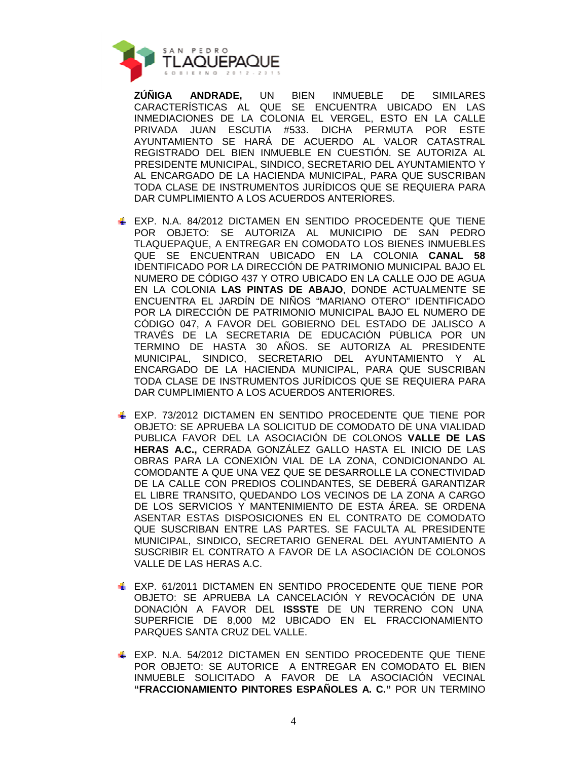**ZÚÑIGA ANDRADE,** UN BIEN INMUEBLE DE SIMILARES CARACTERÍSTICAS AL QUE SE ENCUENTRA UBICADO EN LAS INMEDIACIONES DE LA COLONIA EL VERGEL, ESTO EN LA CALLE PRIVADA JUAN ESCUTIA #533. DICHA PERMUTA POR ESTE AYUNTAMIENTO SE HARÁ DE ACUERDO AL VALOR CATASTRAL REGISTRADO DEL BIEN INMUEBLE EN CUESTIÓN. SE AUTORIZA AL PRESIDENTE MUNICIPAL, SINDICO, SECRETARIO DEL AYUNTAMIENTO Y AL ENCARGADO DE LA HACIENDA MUNICIPAL, PARA QUE SUSCRIBAN TODA CLASE DE INSTRUMENTOS JURÍDICOS QUE SE REQUIERA PARA DAR CUMPLIMIENTO A LOS ACUERDOS ANTERIORES.

- EXP. N.A. 84/2012 DICTAMEN EN SENTIDO PROCEDENTE QUE TIENE POR OBJETO: SE AUTORIZA AL MUNICIPIO DE SAN PEDRO TLAQUEPAQUE, A ENTREGAR EN COMODATO LOS BIENES INMUEBLES QUE SE ENCUENTRAN UBICADO EN LA COLONIA **CANAL 58** IDENTIFICADO POR LA DIRECCIÓN DE PATRIMONIO MUNICIPAL BAJO EL NUMERO DE CÓDIGO 437 Y OTRO UBICADO EN LA CALLE OJO DE AGUA EN LA COLONIA **LAS PINTAS DE ABAJO**, DONDE ACTUALMENTE SE ENCUENTRA EL JARDÍN DE NIÑOS "MARIANO OTERO" IDENTIFICADO POR LA DIRECCIÓN DE PATRIMONIO MUNICIPAL BAJO EL NUMERO DE CÓDIGO 047, A FAVOR DEL GOBIERNO DEL ESTADO DE JALISCO A TRAVÉS DE LA SECRETARIA DE EDUCACIÓN PÚBLICA POR UN TERMINO DE HASTA 30 AÑOS. SE AUTORIZA AL PRESIDENTE MUNICIPAL, SINDICO, SECRETARIO DEL AYUNTAMIENTO Y AL ENCARGADO DE LA HACIENDA MUNICIPAL, PARA QUE SUSCRIBAN TODA CLASE DE INSTRUMENTOS JURÍDICOS QUE SE REQUIERA PARA DAR CUMPLIMIENTO A LOS ACUERDOS ANTERIORES.

- EXP. 73/2012 DICTAMEN EN SENTIDO PROCEDENTE QUE TIENE POR OBJETO: SE APRUEBA LA SOLICITUD DE COMODATO DE UNA VIALIDAD PUBLICA FAVOR DEL LA ASOCIACIÓN DE COLONOS **VALLE DE LAS HERAS A.C.,** CERRADA GONZÁLEZ GALLO HASTA EL INICIO DE LAS OBRAS PARA LA CONEXIÓN VIAL DE LA ZONA, CONDICIONANDO AL COMODANTE A QUE UNA VEZ QUE SE DESARROLLE LA CONECTIVIDAD DE LA CALLE CON PREDIOS COLINDANTES, SE DEBERÁ GARANTIZAR EL LIBRE TRANSITO, QUEDANDO LOS VECINOS DE LA ZONA A CARGO DE LOS SERVICIOS Y MANTENIMIENTO DE ESTA ÁREA. SE ORDENA ASENTAR ESTAS DISPOSICIONES EN EL CONTRATO DE COMODATO QUE SUSCRIBAN ENTRE LAS PARTES. SE FACULTA AL PRESIDENTE MUNICIPAL, SINDICO, SECRETARIO GENERAL DEL AYUNTAMIENTO A SUSCRIBIR EL CONTRATO A FAVOR DE LA ASOCIACIÓN DE COLONOS VALLE DE LAS HERAS A.C.

- EXP. 61/2011 DICTAMEN EN SENTIDO PROCEDENTE QUE TIENE POR OBJETO: SE APRUEBA LA CANCELACIÓN Y REVOCACIÓN DE UNA DONACIÓN A FAVOR DEL **ISSSTE** DE UN TERRENO CON UNA SUPERFICIE DE 8,000 M2 UBICADO EN EL FRACCIONAMIENTO PARQUES SANTA CRUZ DEL VALLE.

- EXP. N.A. 54/2012 DICTAMEN EN SENTIDO PROCEDENTE QUE TIENE POR OBJETO: SE AUTORICE A ENTREGAR EN COMODATO EL BIEN INMUEBLE SOLICITADO A FAVOR DE LA ASOCIACIÓN VECINAL **"FRACCIONAMIENTO PINTORES ESPAÑOLES A. C."** POR UN TERMINO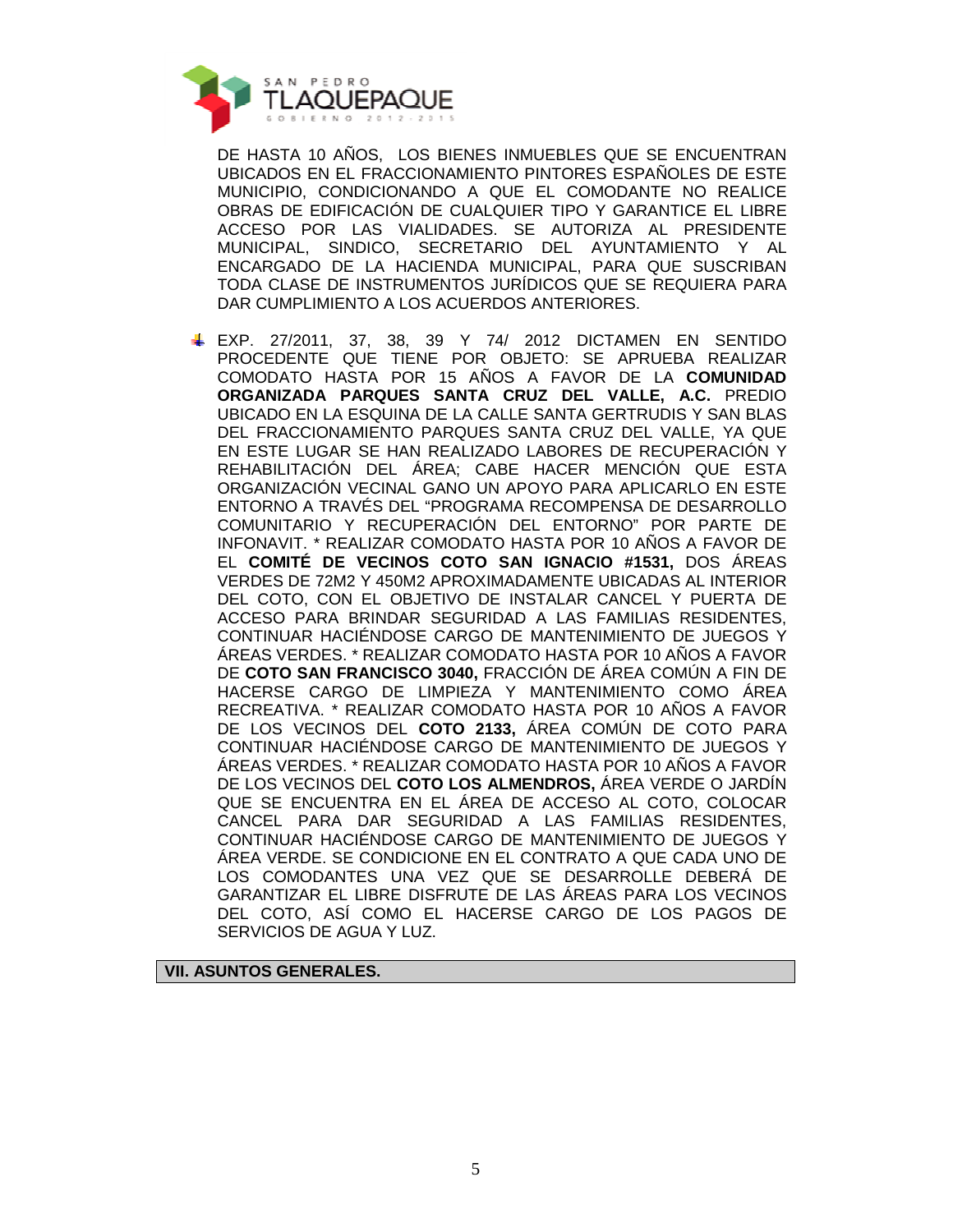DE HASTA 10 AÑOS, LOS BIENES INMUEBLES QUE SE ENCUENTRAN UBICADOS EN EL FRACCIONAMIENTO PINTORES ESPAÑOLES DE ESTE MUNICIPIO, CONDICIONANDO A QUE EL COMODANTE NO REALICE OBRAS DE EDIFICACIÓN DE CUALQUIER TIPO Y GARANTICE EL LIBRE ACCESO POR LAS VIALIDADES. SE AUTORIZA AL PRESIDENTE MUNICIPAL, SINDICO, SECRETARIO DEL AYUNTAMIENTO Y AL ENCARGADO DE LA HACIENDA MUNICIPAL, PARA QUE SUSCRIBAN TODA CLASE DE INSTRUMENTOS JURÍDICOS QUE SE REQUIERA PARA DAR CUMPLIMIENTO A LOS ACUERDOS ANTERIORES.

- EXP. 27/2011, 37, 38, 39 Y 74/ 2012 DICTAMEN EN SENTIDO PROCEDENTE QUE TIENE POR OBJETO: SE APRUEBA REALIZAR COMODATO HASTA POR 15 AÑOS A FAVOR DE LA **COMUNIDAD ORGANIZADA PARQUES SANTA CRUZ DEL VALLE, A.C.** PREDIO UBICADO EN LA ESQUINA DE LA CALLE SANTA GERTRUDIS Y SAN BLAS DEL FRACCIONAMIENTO PARQUES SANTA CRUZ DEL VALLE, YA QUE EN ESTE LUGAR SE HAN REALIZADO LABORES DE RECUPERACIÓN Y REHABILITACIÓN DEL ÁREA; CABE HACER MENCIÓN QUE ESTA ORGANIZACIÓN VECINAL GANO UN APOYO PARA APLICARLO EN ESTE ENTORNO A TRAVÉS DEL "PROGRAMA RECOMPENSA DE DESARROLLO COMUNITARIO Y RECUPERACIÓN DEL ENTORNO" POR PARTE DE INFONAVIT. * REALIZAR COMODATO HASTA POR 10 AÑOS A FAVOR DE EL **COMITÉ DE VECINOS COTO SAN IGNACIO #1531,** DOS ÁREAS VERDES DE 72M2 Y 450M2 APROXIMADAMENTE UBICADAS AL INTERIOR DEL COTO, CON EL OBJETIVO DE INSTALAR CANCEL Y PUERTA DE ACCESO PARA BRINDAR SEGURIDAD A LAS FAMILIAS RESIDENTES, CONTINUAR HACIÉNDOSE CARGO DE MANTENIMIENTO DE JUEGOS Y ÁREAS VERDES. * REALIZAR COMODATO HASTA POR 10 AÑOS A FAVOR DE **COTO SAN FRANCISCO 3040,** FRACCIÓN DE ÁREA COMÚN A FIN DE HACERSE CARGO DE LIMPIEZA Y MANTENIMIENTO COMO ÁREA RECREATIVA. * REALIZAR COMODATO HASTA POR 10 AÑOS A FAVOR DE LOS VECINOS DEL **COTO 2133,** ÁREA COMÚN DE COTO PARA CONTINUAR HACIÉNDOSE CARGO DE MANTENIMIENTO DE JUEGOS Y ÁREAS VERDES. * REALIZAR COMODATO HASTA POR 10 AÑOS A FAVOR DE LOS VECINOS DEL **COTO LOS ALMENDROS,** ÁREA VERDE O JARDÍN QUE SE ENCUENTRA EN EL ÁREA DE ACCESO AL COTO, COLOCAR CANCEL PARA DAR SEGURIDAD A LAS FAMILIAS RESIDENTES, CONTINUAR HACIÉNDOSE CARGO DE MANTENIMIENTO DE JUEGOS Y ÁREA VERDE. SE CONDICIONE EN EL CONTRATO A QUE CADA UNO DE LOS COMODANTES UNA VEZ QUE SE DESARROLLE DEBERÁ DE GARANTIZAR EL LIBRE DISFRUTE DE LAS ÁREAS PARA LOS VECINOS DEL COTO, ASÍ COMO EL HACERSE CARGO DE LOS PAGOS DE SERVICIOS DE AGUA Y LUZ.

## VII. ASUNTOS GENERALES.